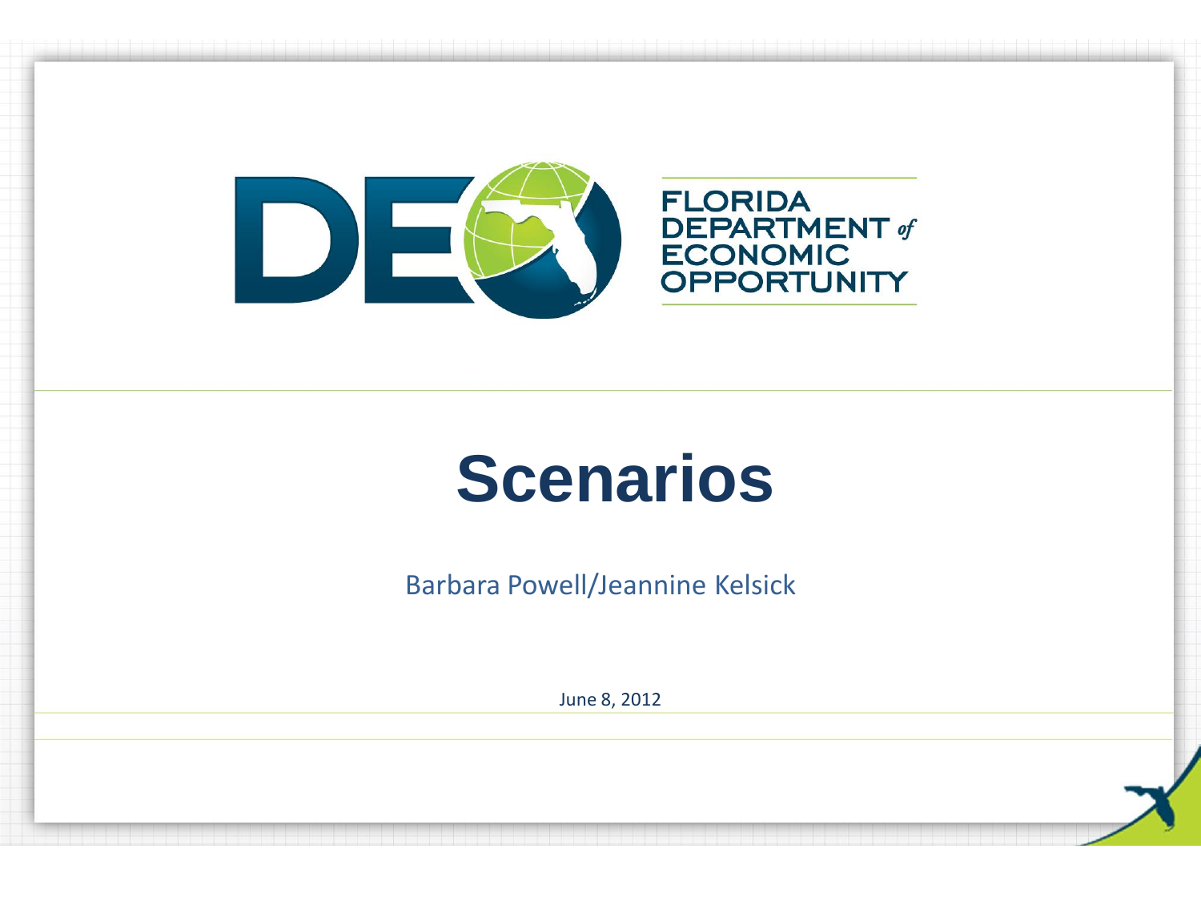FLORIDA DEPARTMENT *of* ECONOMIC OPPORTUNITY

# Scenarios

Barbara Powell/Jeannine Kelsick

June 8, 2012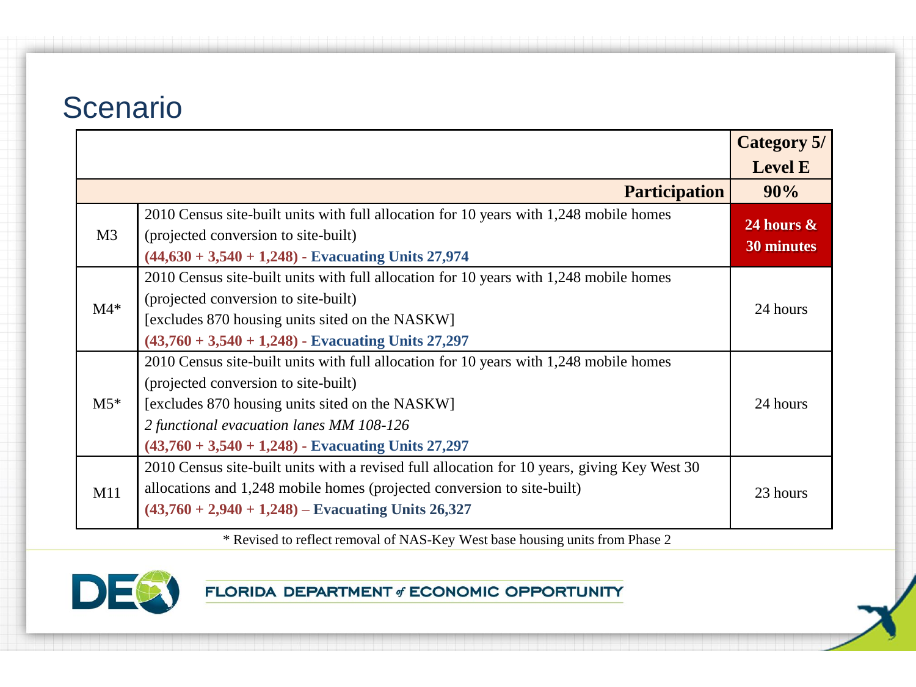# Scenario

| | | Category 5/ Level E |
|---|---|---|
| | **Participation** | **90%** |
| M3 | 2010 Census site-built units with full allocation for 10 years with 1,248 mobile homes (projected conversion to site-built)<br>**(44,630 + 3,540 + 1,248) - Evacuating Units 27,974** | **24 hours & 30 minutes** |
| M4* | 2010 Census site-built units with full allocation for 10 years with 1,248 mobile homes (projected conversion to site-built)<br>[excludes 870 housing units sited on the NASKW]<br>**(43,760 + 3,540 + 1,248) - Evacuating Units 27,297** | 24 hours |
| M5* | 2010 Census site-built units with full allocation for 10 years with 1,248 mobile homes (projected conversion to site-built)<br>[excludes 870 housing units sited on the NASKW]<br>*2 functional evacuation lanes MM 108-126*<br>**(43,760 + 3,540 + 1,248) - Evacuating Units 27,297** | 24 hours |
| M11 | 2010 Census site-built units with a revised full allocation for 10 years, giving Key West 30 allocations and 1,248 mobile homes (projected conversion to site-built)<br>**(43,760 + 2,940 + 1,248) – Evacuating Units 26,327** | 23 hours |

* Revised to reflect removal of NAS-Key West base housing units from Phase 2

FLORIDA DEPARTMENT of ECONOMIC OPPORTUNITY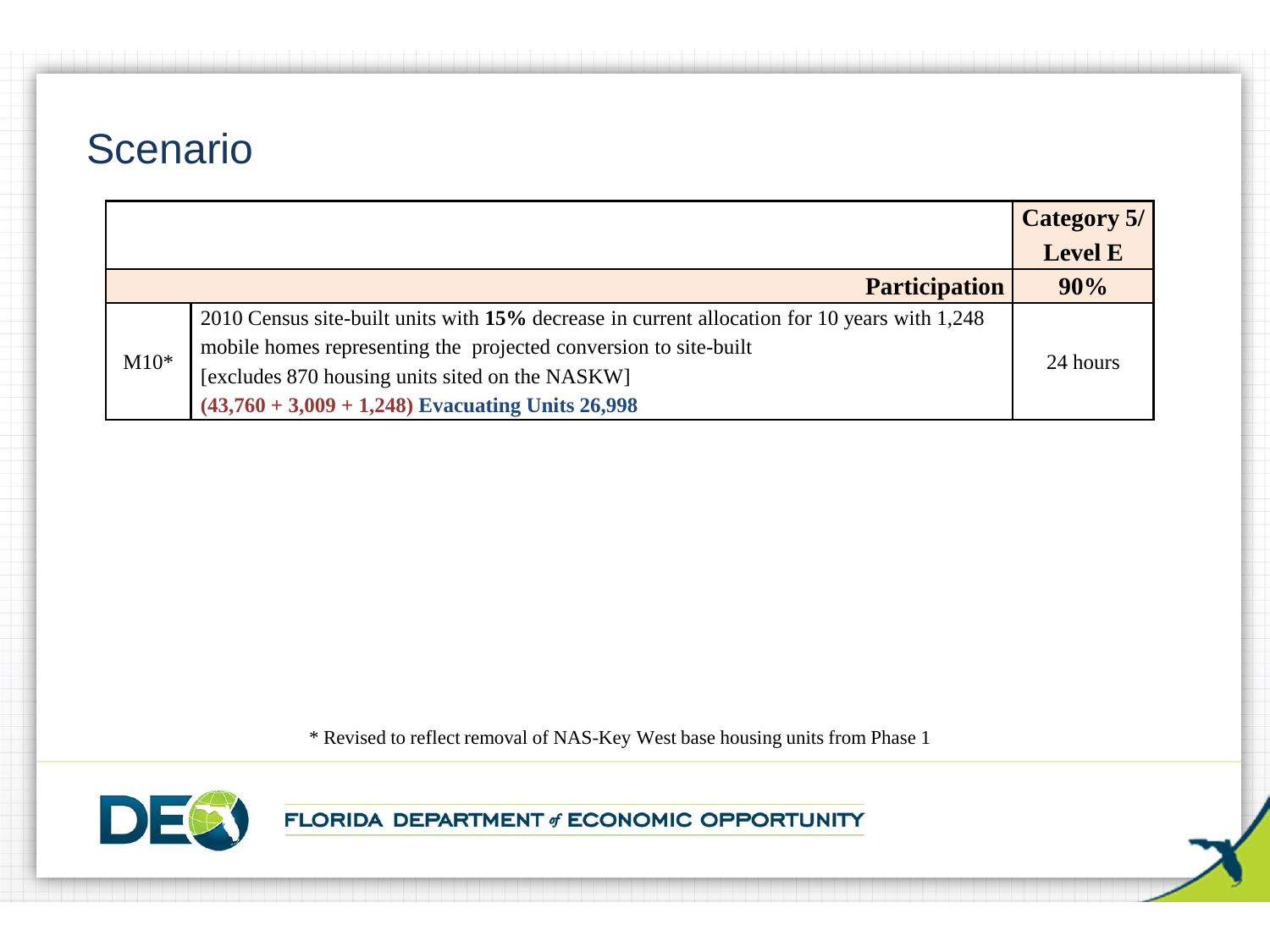# Scenario

| | | Category 5/ Level E |
|---|---|---|
| | **Participation** | **90%** |
| M10* | 2010 Census site-built units with **15%** decrease in current allocation for 10 years with 1,248 mobile homes representing the projected conversion to site-built [excludes 870 housing units sited on the NASKW] **(43,760 + 3,009 + 1,248) Evacuating Units 26,998** | 24 hours |

* Revised to reflect removal of NAS-Key West base housing units from Phase 1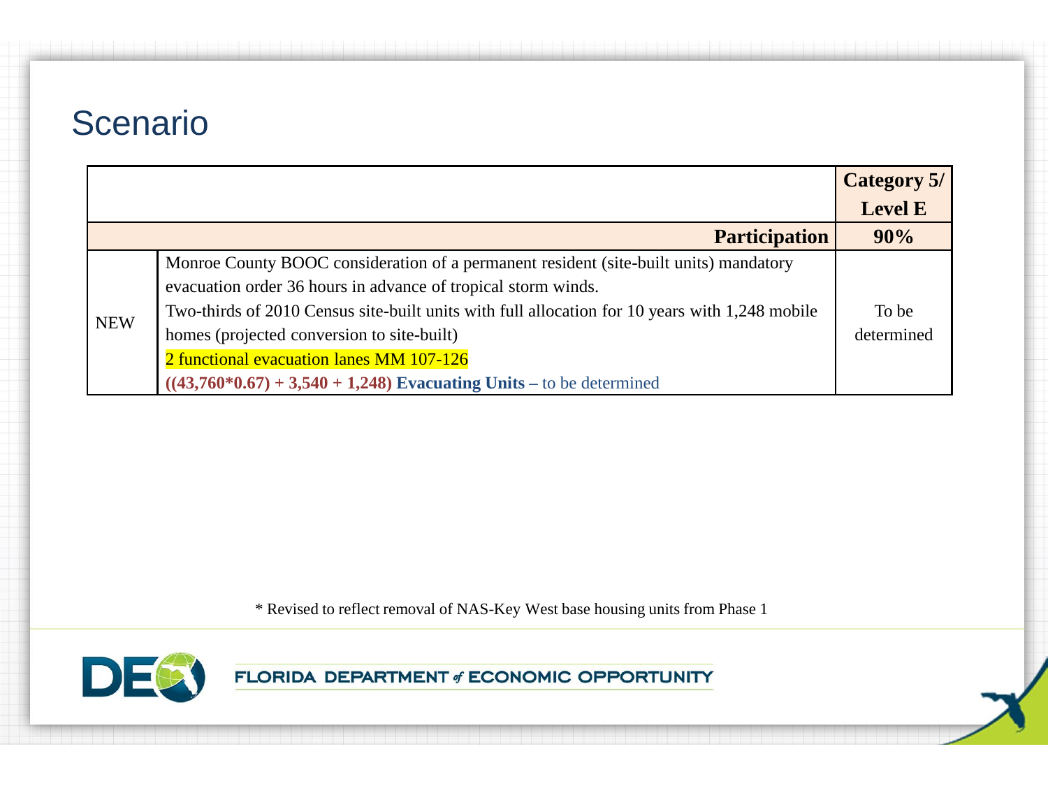# Scenario

| | | Category 5/ Level E |
|---|---|---|
| | **Participation** | **90%** |
| NEW | Monroe County BOOC consideration of a permanent resident (site-built units) mandatory evacuation order 36 hours in advance of tropical storm winds.<br>Two-thirds of 2010 Census site-built units with full allocation for 10 years with 1,248 mobile homes (projected conversion to site-built)<br>2 functional evacuation lanes MM 107-126<br>**((43,760*0.67) + 3,540 + 1,248) Evacuating Units** – to be determined | To be determined |

* Revised to reflect removal of NAS-Key West base housing units from Phase 1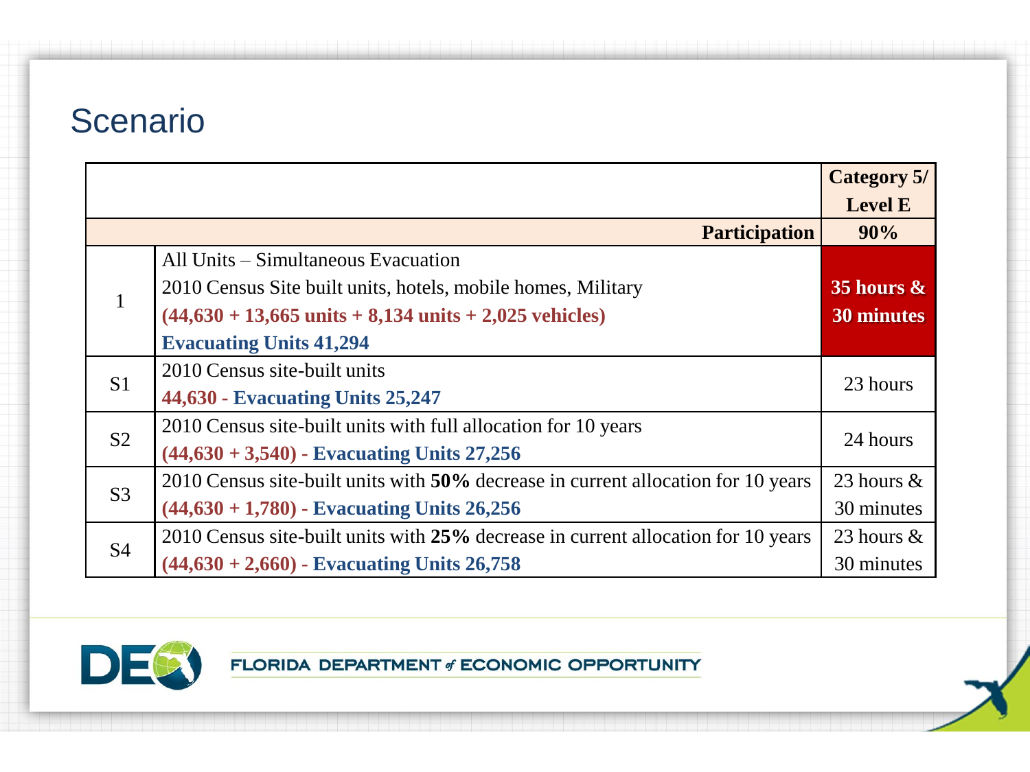# Scenario

| | | Category 5/ Level E |
|---|---|---|
| | **Participation** | **90%** |
| 1 | All Units – Simultaneous Evacuation<br>2010 Census Site built units, hotels, mobile homes, Military<br>**(44,630 + 13,665 units + 8,134 units + 2,025 vehicles)**<br>**Evacuating Units 41,294** | **35 hours & 30 minutes** |
| S1 | 2010 Census site-built units<br>**44,630 - Evacuating Units 25,247** | 23 hours |
| S2 | 2010 Census site-built units with full allocation for 10 years<br>**(44,630 + 3,540) - Evacuating Units 27,256** | 24 hours |
| S3 | 2010 Census site-built units with **50%** decrease in current allocation for 10 years<br>**(44,630 + 1,780) - Evacuating Units 26,256** | 23 hours & 30 minutes |
| S4 | 2010 Census site-built units with **25%** decrease in current allocation for 10 years<br>**(44,630 + 2,660) - Evacuating Units 26,758** | 23 hours & 30 minutes |

FLORIDA DEPARTMENT of ECONOMIC OPPORTUNITY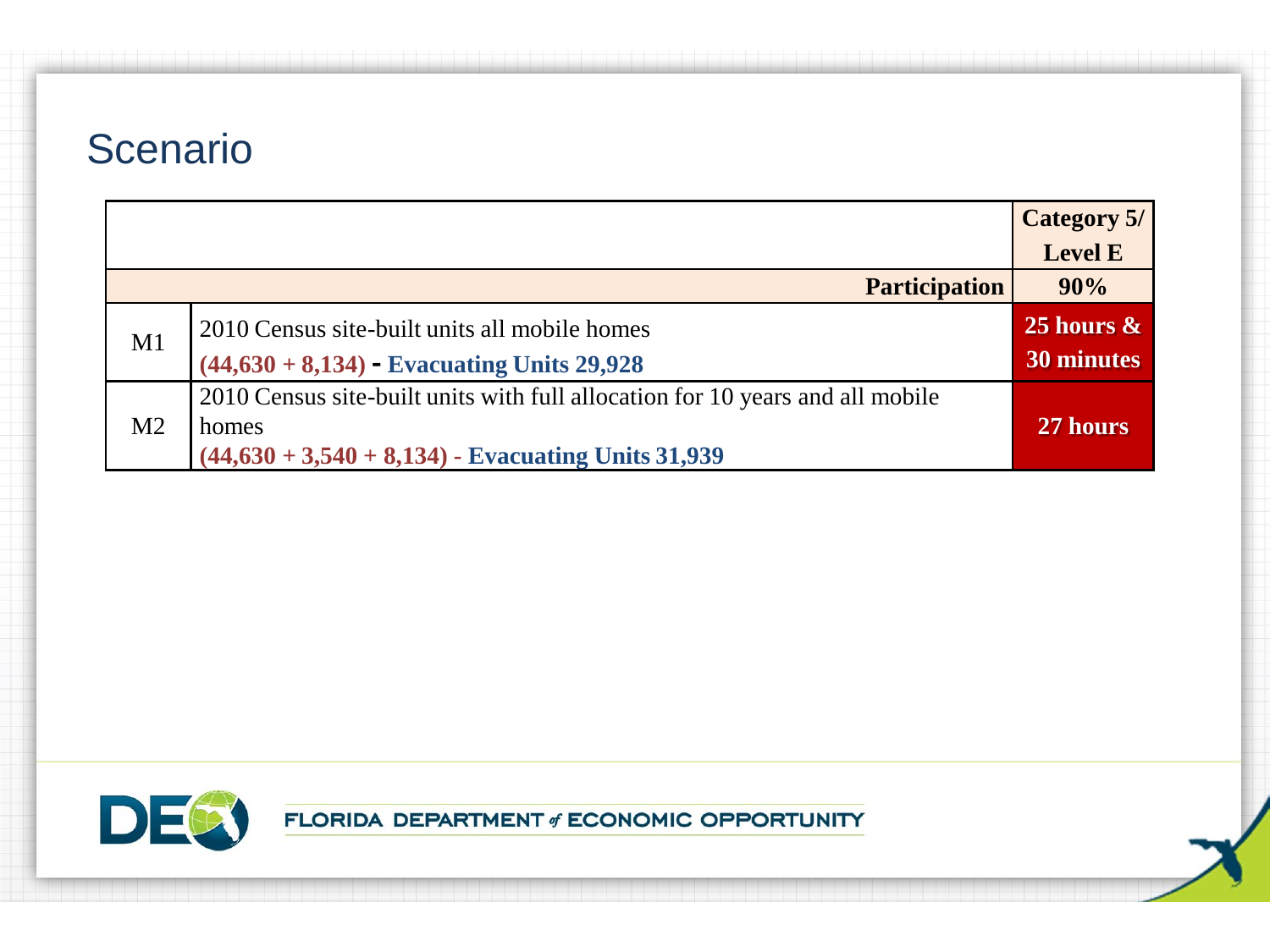# Scenario

| | | Category 5/ Level E |
|---|---|---|
| | **Participation** | **90%** |
| M1 | 2010 Census site-built units all mobile homes<br>**(44,630 + 8,134) - Evacuating Units 29,928** | **25 hours & 30 minutes** |
| M2 | 2010 Census site-built units with full allocation for 10 years and all mobile homes<br>**(44,630 + 3,540 + 8,134) - Evacuating Units 31,939** | **27 hours** |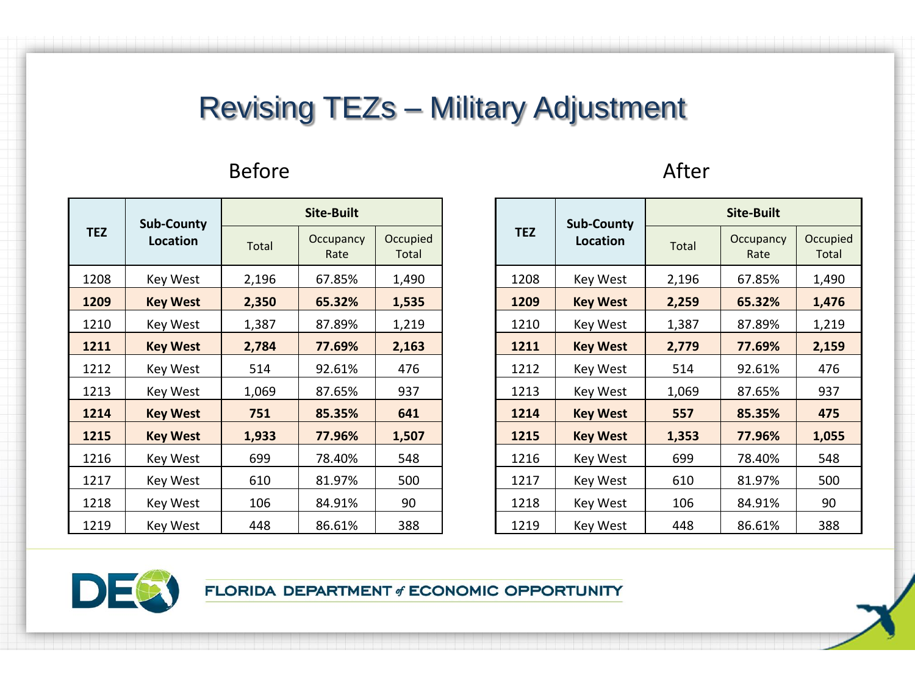# Revising TEZs – Military Adjustment

## Before

| TEZ | Sub-County Location | Site-Built | | |
|---|---|---|---|---|
| | | Total | Occupancy Rate | Occupied Total |
| 1208 | Key West | 2,196 | 67.85% | 1,490 |
| **1209** | **Key West** | **2,350** | **65.32%** | **1,535** |
| 1210 | Key West | 1,387 | 87.89% | 1,219 |
| **1211** | **Key West** | **2,784** | **77.69%** | **2,163** |
| 1212 | Key West | 514 | 92.61% | 476 |
| 1213 | Key West | 1,069 | 87.65% | 937 |
| **1214** | **Key West** | **751** | **85.35%** | **641** |
| **1215** | **Key West** | **1,933** | **77.96%** | **1,507** |
| 1216 | Key West | 699 | 78.40% | 548 |
| 1217 | Key West | 610 | 81.97% | 500 |
| 1218 | Key West | 106 | 84.91% | 90 |
| 1219 | Key West | 448 | 86.61% | 388 |

## After

| TEZ | Sub-County Location | Site-Built | | |
|---|---|---|---|---|
| | | Total | Occupancy Rate | Occupied Total |
| 1208 | Key West | 2,196 | 67.85% | 1,490 |
| **1209** | **Key West** | **2,259** | **65.32%** | **1,476** |
| 1210 | Key West | 1,387 | 87.89% | 1,219 |
| **1211** | **Key West** | **2,779** | **77.69%** | **2,159** |
| 1212 | Key West | 514 | 92.61% | 476 |
| 1213 | Key West | 1,069 | 87.65% | 937 |
| **1214** | **Key West** | **557** | **85.35%** | **475** |
| **1215** | **Key West** | **1,353** | **77.96%** | **1,055** |
| 1216 | Key West | 699 | 78.40% | 548 |
| 1217 | Key West | 610 | 81.97% | 500 |
| 1218 | Key West | 106 | 84.91% | 90 |
| 1219 | Key West | 448 | 86.61% | 388 |

FLORIDA DEPARTMENT of ECONOMIC OPPORTUNITY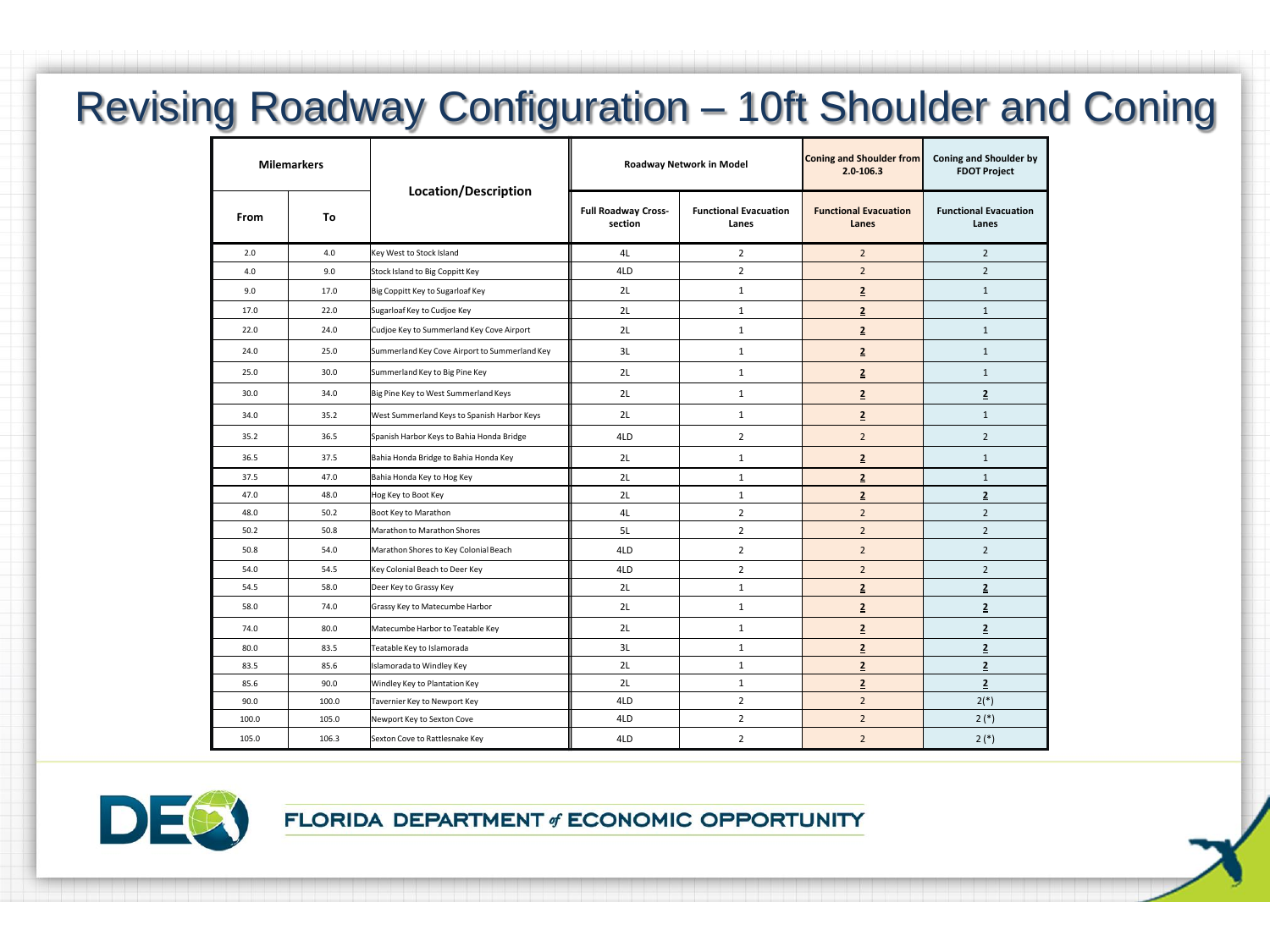# Revising Roadway Configuration – 10ft Shoulder and Coning

| Milemarkers | | Location/Description | Roadway Network in Model | | Coning and Shoulder from 2.0-106.3 | Coning and Shoulder by FDOT Project |
|---|---|---|---|---|---|---|
| From | To | | Full Roadway Cross-section | Functional Evacuation Lanes | Functional Evacuation Lanes | Functional Evacuation Lanes |
| 2.0 | 4.0 | Key West to Stock Island | 4L | 2 | 2 | 2 |
| 4.0 | 9.0 | Stock Island to Big Coppitt Key | 4LD | 2 | 2 | 2 |
| 9.0 | 17.0 | Big Coppitt Key to Sugarloaf Key | 2L | 1 | **2** | 1 |
| 17.0 | 22.0 | Sugarloaf Key to Cudjoe Key | 2L | 1 | **2** | 1 |
| 22.0 | 24.0 | Cudjoe Key to Summerland Key Cove Airport | 2L | 1 | **2** | 1 |
| 24.0 | 25.0 | Summerland Key Cove Airport to Summerland Key | 3L | 1 | **2** | 1 |
| 25.0 | 30.0 | Summerland Key to Big Pine Key | 2L | 1 | **2** | 1 |
| 30.0 | 34.0 | Big Pine Key to West Summerland Keys | 2L | 1 | **2** | **2** |
| 34.0 | 35.2 | West Summerland Keys to Spanish Harbor Keys | 2L | 1 | **2** | 1 |
| 35.2 | 36.5 | Spanish Harbor Keys to Bahia Honda Bridge | 4LD | 2 | 2 | 2 |
| 36.5 | 37.5 | Bahia Honda Bridge to Bahia Honda Key | 2L | 1 | **2** | 1 |
| 37.5 | 47.0 | Bahia Honda Key to Hog Key | 2L | 1 | **2** | 1 |
| 47.0 | 48.0 | Hog Key to Boot Key | 2L | 1 | **2** | **2** |
| 48.0 | 50.2 | Boot Key to Marathon | 4L | 2 | 2 | 2 |
| 50.2 | 50.8 | Marathon to Marathon Shores | 5L | 2 | 2 | 2 |
| 50.8 | 54.0 | Marathon Shores to Key Colonial Beach | 4LD | 2 | 2 | 2 |
| 54.0 | 54.5 | Key Colonial Beach to Deer Key | 4LD | 2 | 2 | 2 |
| 54.5 | 58.0 | Deer Key to Grassy Key | 2L | 1 | **2** | **2** |
| 58.0 | 74.0 | Grassy Key to Matecumbe Harbor | 2L | 1 | **2** | **2** |
| 74.0 | 80.0 | Matecumbe Harbor to Teatable Key | 2L | 1 | **2** | **2** |
| 80.0 | 83.5 | Teatable Key to Islamorada | 3L | 1 | **2** | **2** |
| 83.5 | 85.6 | Islamorada to Windley Key | 2L | 1 | **2** | **2** |
| 85.6 | 90.0 | Windley Key to Plantation Key | 2L | 1 | **2** | **2** |
| 90.0 | 100.0 | Tavernier Key to Newport Key | 4LD | 2 | 2 | 2(*) |
| 100.0 | 105.0 | Newport Key to Sexton Cove | 4LD | 2 | 2 | 2 (*) |
| 105.0 | 106.3 | Sexton Cove to Rattlesnake Key | 4LD | 2 | 2 | 2 (*) |

FLORIDA DEPARTMENT of ECONOMIC OPPORTUNITY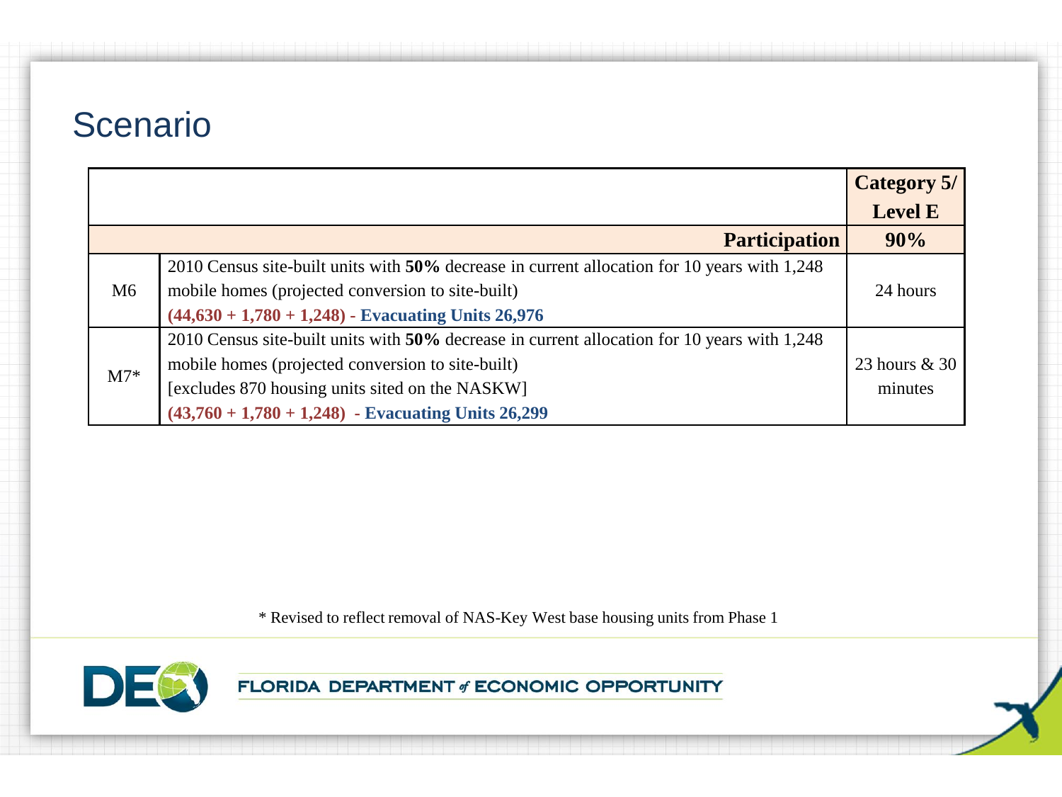# Scenario

| | | Category 5/ Level E |
|---|---|---|
| | **Participation** | **90%** |
| M6 | 2010 Census site-built units with **50%** decrease in current allocation for 10 years with 1,248 mobile homes (projected conversion to site-built) **(44,630 + 1,780 + 1,248) - Evacuating Units 26,976** | 24 hours |
| M7* | 2010 Census site-built units with **50%** decrease in current allocation for 10 years with 1,248 mobile homes (projected conversion to site-built) [excludes 870 housing units sited on the NASKW] **(43,760 + 1,780 + 1,248) - Evacuating Units 26,299** | 23 hours & 30 minutes |

* Revised to reflect removal of NAS-Key West base housing units from Phase 1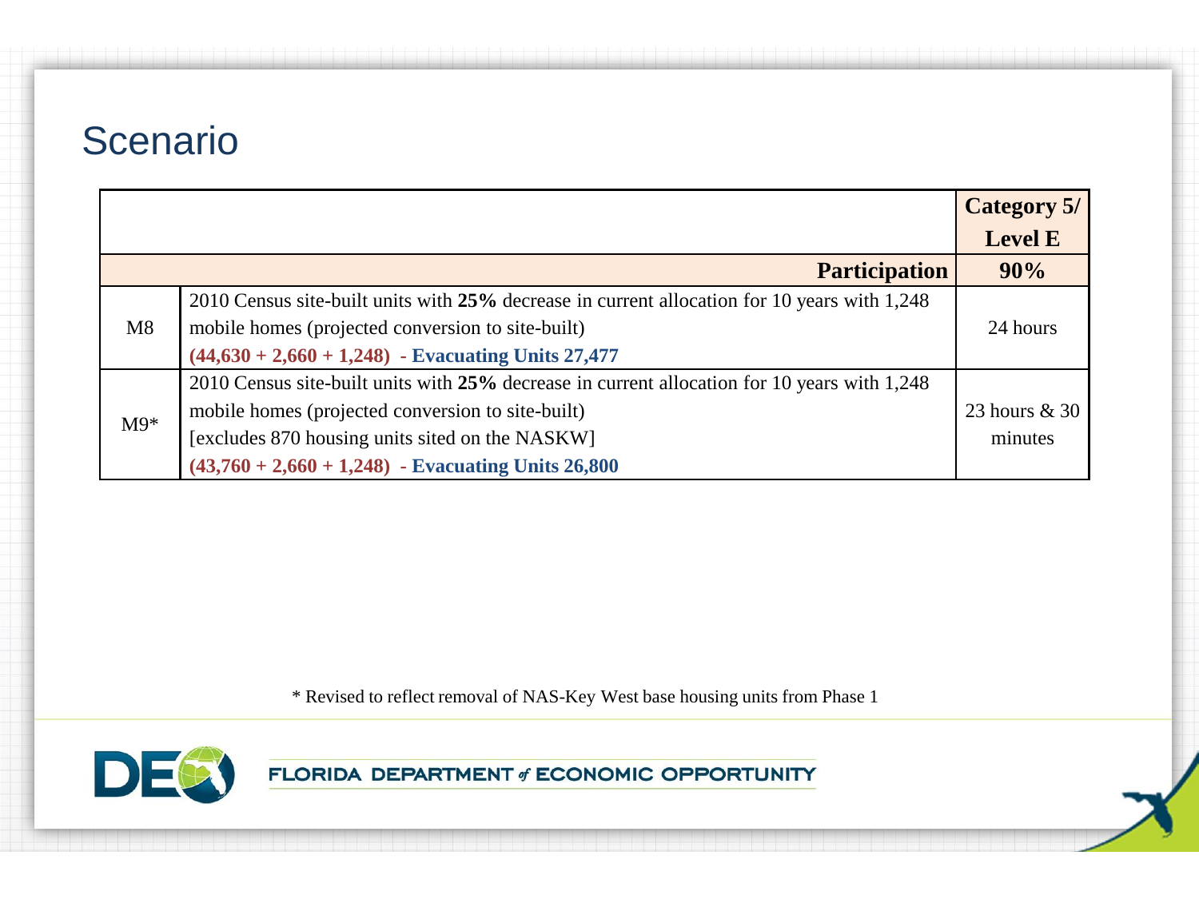# Scenario

| | | Category 5/ Level E |
|---|---|---|
| | **Participation** | **90%** |
| M8 | 2010 Census site-built units with **25%** decrease in current allocation for 10 years with 1,248 mobile homes (projected conversion to site-built) **(44,630 + 2,660 + 1,248) - Evacuating Units 27,477** | 24 hours |
| M9* | 2010 Census site-built units with **25%** decrease in current allocation for 10 years with 1,248 mobile homes (projected conversion to site-built) [excludes 870 housing units sited on the NASKW] **(43,760 + 2,660 + 1,248) - Evacuating Units 26,800** | 23 hours & 30 minutes |

* Revised to reflect removal of NAS-Key West base housing units from Phase 1

FLORIDA DEPARTMENT of ECONOMIC OPPORTUNITY